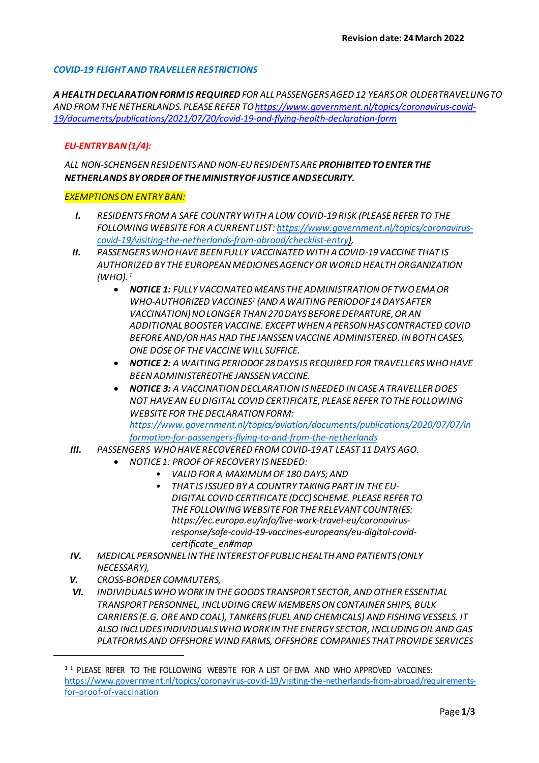**Revision date: 24 March 2022**

***COVID-19 FLIGHT AND TRAVELLER RESTRICTIONS***

***A HEALTH DECLARATION FORM IS REQUIRED*** *FOR ALL PASSENGERS AGED 12 YEARS OR OLDER TRAVELLING TO AND FROM THE NETHERLANDS. PLEASE REFER TO [https://www.government.nl/topics/coronavirus-covid-19/documents/publications/2021/07/20/covid-19-and-flying-health-declaration-form](https://www.government.nl/topics/coronavirus-covid-19/documents/publications/2021/07/20/covid-19-and-flying-health-declaration-form)*

***EU-ENTRY BAN (1/4):***

*ALL NON-SCHENGEN RESIDENTS AND NON-EU RESIDENTS ARE* ***PROHIBITED TO ENTER THE NETHERLANDS BY ORDER OF THE MINISTRY OF JUSTICE AND SECURITY.***

***EXEMPTIONS ON ENTRY BAN:***

- ***I.*** *RESIDENTS FROM A SAFE COUNTRY WITH A LOW COVID-19 RISK (PLEASE REFER TO THE FOLLOWING WEBSITE FOR A CURRENT LIST: [https://www.government.nl/topics/coronavirus-covid-19/visiting-the-netherlands-from-abroad/checklist-entry](https://www.government.nl/topics/coronavirus-covid-19/visiting-the-netherlands-from-abroad/checklist-entry)),*
- ***II.*** *PASSENGERS WHO HAVE BEEN FULLY VACCINATED WITH A COVID-19 VACCINE THAT IS AUTHORIZED BY THE EUROPEAN MEDICINES AGENCY OR WORLD HEALTH ORGANIZATION (WHO).* [1]
  - ***NOTICE 1:*** *FULLY VACCINATED MEANS THE ADMINISTRATION OF TWO EMA OR WHO-AUTHORIZED VACCINES*[1] *(AND A WAITING PERIODOF 14 DAYS AFTER VACCINATION) NO LONGER THAN 270 DAYS BEFORE DEPARTURE, OR AN ADDITIONAL BOOSTER VACCINE. EXCEPT WHEN A PERSON HAS CONTRACTED COVID BEFORE AND/OR HAS HAD THE JANSSEN VACCINE ADMINISTERED. IN BOTH CASES, ONE DOSE OF THE VACCINE WILL SUFFICE.*
  - ***NOTICE 2:*** *A WAITING PERIODOF 28 DAYS IS REQUIRED FOR TRAVELLERS WHO HAVE BEEN ADMINISTEREDTHE JANSSEN VACCINE.*
  - ***NOTICE 3:*** *A VACCINATION DECLARATION IS NEEDED IN CASE A TRAVELLER DOES NOT HAVE AN EU DIGITAL COVID CERTIFICATE, PLEASE REFER TO THE FOLLOWING WEBSITE FOR THE DECLARATION FORM: [https://www.government.nl/topics/aviation/documents/publications/2020/07/07/information-for-passengers-flying-to-and-from-the-netherlands](https://www.government.nl/topics/aviation/documents/publications/2020/07/07/information-for-passengers-flying-to-and-from-the-netherlands)*
- ***III.*** *PASSENGERS WHO HAVE RECOVERED FROM COVID-19 AT LEAST 11 DAYS AGO.*
  - *NOTICE 1: PROOF OF RECOVERY IS NEEDED:*
    - *VALID FOR A MAXIMUM OF 180 DAYS; AND*
    - *THAT IS ISSUED BY A COUNTRY TAKING PART IN THE EU-DIGITAL COVID CERTIFICATE (DCC) SCHEME. PLEASE REFER TO THE FOLLOWING WEBSITE FOR THE RELEVANT COUNTRIES: https://ec.europa.eu/info/live-work-travel-eu/coronavirus-response/safe-covid-19-vaccines-europeans/eu-digital-covid-certificate_en#map*
- ***IV.*** *MEDICAL PERSONNEL IN THE INTEREST OF PUBLIC HEALTH AND PATIENTS (ONLY NECESSARY),*
- ***V.*** *CROSS-BORDER COMMUTERS,*
- ***VI.*** *INDIVIDUALS WHO WORK IN THE GOODS TRANSPORT SECTOR, AND OTHER ESSENTIAL TRANSPORT PERSONNEL, INCLUDING CREW MEMBERS ON CONTAINER SHIPS, BULK CARRIERS (E.G. ORE AND COAL), TANKERS (FUEL AND CHEMICALS) AND FISHING VESSELS. IT ALSO INCLUDES INDIVIDUALS WHO WORK IN THE ENERGY SECTOR, INCLUDING OIL AND GAS PLATFORMS AND OFFSHORE WIND FARMS, OFFSHORE COMPANIES THAT PROVIDE SERVICES*

---

[1] [1] PLEASE REFER TO THE FOLLOWING WEBSITE FOR A LIST OF EMA AND WHO APPROVED VACCINES: [https://www.government.nl/topics/coronavirus-covid-19/visiting-the-netherlands-from-abroad/requirements-for-proof-of-vaccination](https://www.government.nl/topics/coronavirus-covid-19/visiting-the-netherlands-from-abroad/requirements-for-proof-of-vaccination)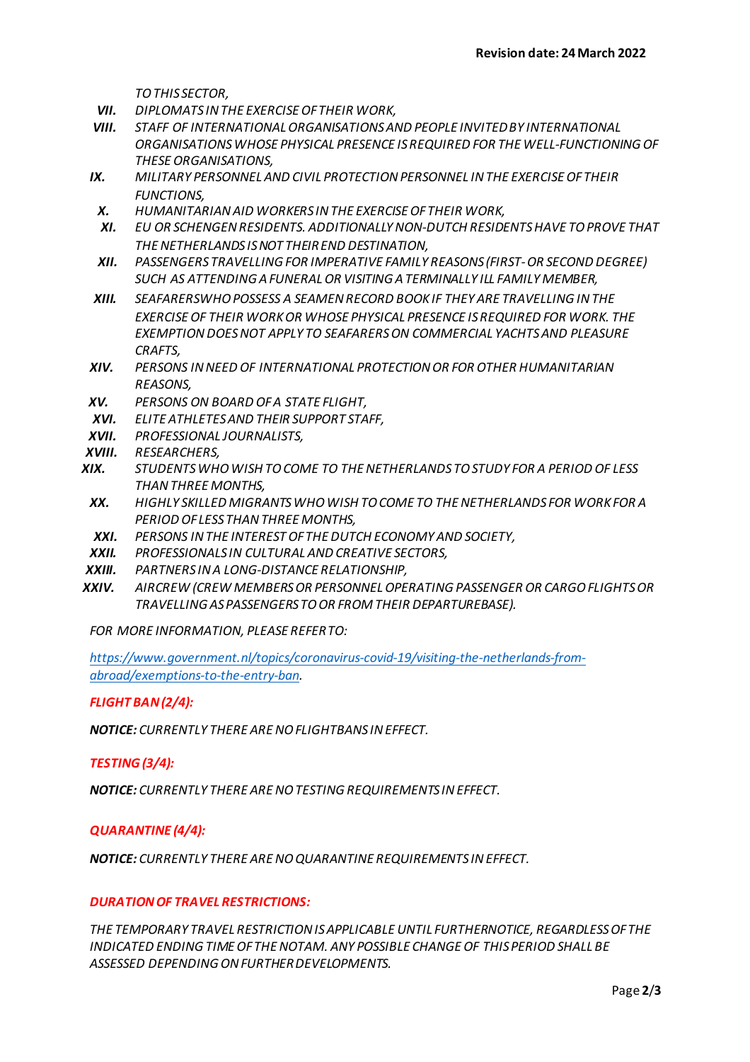*TO THIS SECTOR,*

- ***VII.*** *DIPLOMATS IN THE EXERCISE OF THEIR WORK,*
- ***VIII.*** *STAFF OF INTERNATIONAL ORGANISATIONS AND PEOPLE INVITED BY INTERNATIONAL ORGANISATIONS WHOSE PHYSICAL PRESENCE IS REQUIRED FOR THE WELL-FUNCTIONING OF THESE ORGANISATIONS,*
- ***IX.*** *MILITARY PERSONNEL AND CIVIL PROTECTION PERSONNEL IN THE EXERCISE OF THEIR FUNCTIONS,*
- ***X.*** *HUMANITARIAN AID WORKERS IN THE EXERCISE OF THEIR WORK,*
- ***XI.*** *EU OR SCHENGEN RESIDENTS. ADDITIONALLY NON-DUTCH RESIDENTS HAVE TO PROVE THAT THE NETHERLANDS IS NOT THEIR END DESTINATION,*
- ***XII.*** *PASSENGERS TRAVELLING FOR IMPERATIVE FAMILY REASONS (FIRST- OR SECOND DEGREE) SUCH AS ATTENDING A FUNERAL OR VISITING A TERMINALLY ILL FAMILY MEMBER,*
- ***XIII.*** *SEAFARERS WHO POSSESS A SEAMEN RECORD BOOK IF THEY ARE TRAVELLING IN THE EXERCISE OF THEIR WORK OR WHOSE PHYSICAL PRESENCE IS REQUIRED FOR WORK. THE EXEMPTION DOES NOT APPLY TO SEAFARERS ON COMMERCIAL YACHTS AND PLEASURE CRAFTS,*
- ***XIV.*** *PERSONS IN NEED OF INTERNATIONAL PROTECTION OR FOR OTHER HUMANITARIAN REASONS,*
- ***XV.*** *PERSONS ON BOARD OF A STATE FLIGHT,*
- ***XVI.*** *ELITE ATHLETES AND THEIR SUPPORT STAFF,*
- ***XVII.*** *PROFESSIONAL JOURNALISTS,*
- ***XVIII.*** *RESEARCHERS,*
- ***XIX.*** *STUDENTS WHO WISH TO COME TO THE NETHERLANDS TO STUDY FOR A PERIOD OF LESS THAN THREE MONTHS,*
- ***XX.*** *HIGHLY SKILLED MIGRANTS WHO WISH TO COME TO THE NETHERLANDS FOR WORK FOR A PERIOD OF LESS THAN THREE MONTHS,*
- ***XXI.*** *PERSONS IN THE INTEREST OF THE DUTCH ECONOMY AND SOCIETY,*
- ***XXII.*** *PROFESSIONALS IN CULTURAL AND CREATIVE SECTORS,*
- ***XXIII.*** *PARTNERS IN A LONG-DISTANCE RELATIONSHIP,*
- ***XXIV.*** *AIRCREW (CREW MEMBERS OR PERSONNEL OPERATING PASSENGER OR CARGO FLIGHTS OR TRAVELLING AS PASSENGERS TO OR FROM THEIR DEPARTUREBASE).*

*FOR MORE INFORMATION, PLEASE REFER TO:*

*[https://www.government.nl/topics/coronavirus-covid-19/visiting-the-netherlands-from-abroad/exemptions-to-the-entry-ban](https://www.government.nl/topics/coronavirus-covid-19/visiting-the-netherlands-from-abroad/exemptions-to-the-entry-ban).*

***FLIGHT BAN (2/4):***

***NOTICE:*** *CURRENTLY THERE ARE NO FLIGHTBANS IN EFFECT.*

***TESTING (3/4):***

***NOTICE:*** *CURRENTLY THERE ARE NO TESTING REQUIREMENTS IN EFFECT.*

***QUARANTINE (4/4):***

***NOTICE:*** *CURRENTLY THERE ARE NO QUARANTINE REQUIREMENTS IN EFFECT.*

***DURATION OF TRAVEL RESTRICTIONS:***

*THE TEMPORARY TRAVEL RESTRICTION IS APPLICABLE UNTIL FURTHERNOTICE, REGARDLESS OF THE INDICATED ENDING TIME OF THE NOTAM. ANY POSSIBLE CHANGE OF THIS PERIOD SHALL BE ASSESSED DEPENDING ON FURTHER DEVELOPMENTS.*